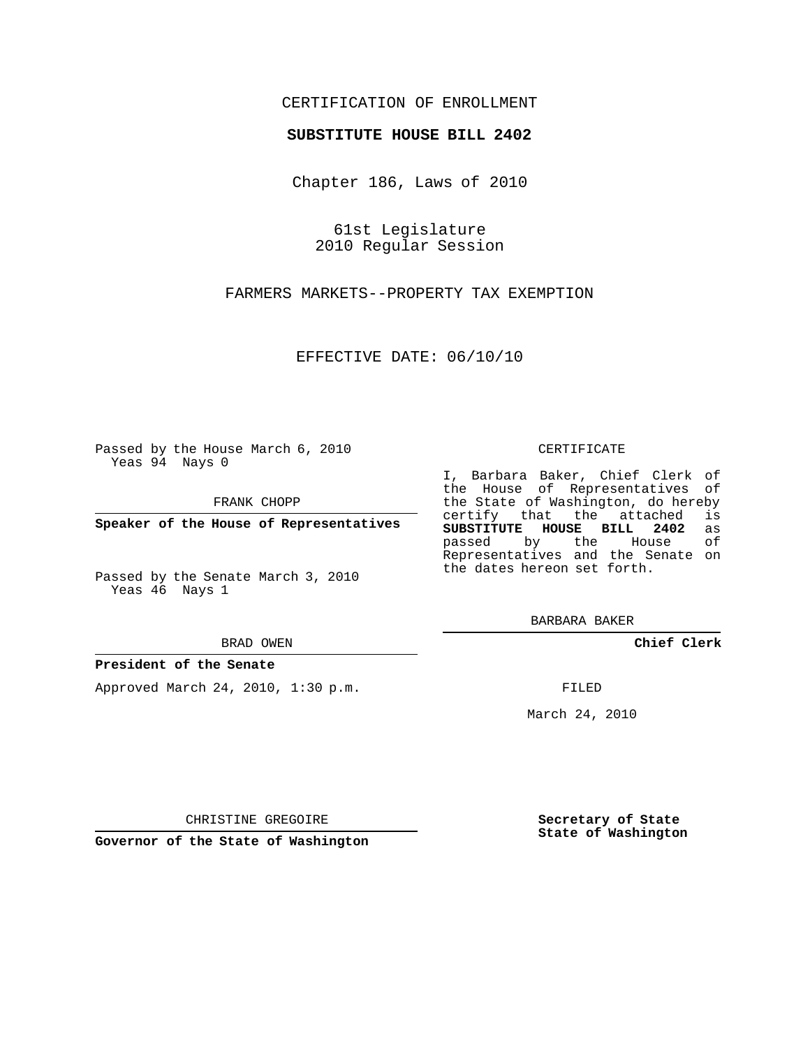CERTIFICATION OF ENROLLMENT

**SUBSTITUTE HOUSE BILL 2402**

Chapter 186, Laws of 2010

61st Legislature
2010 Regular Session

FARMERS MARKETS--PROPERTY TAX EXEMPTION

EFFECTIVE DATE: 06/10/10

Passed by the House March 6, 2010
Yeas 94 Nays 0

FRANK CHOPP

**Speaker of the House of Representatives**

Passed by the Senate March 3, 2010
Yeas 46 Nays 1

BRAD OWEN

**President of the Senate**

Approved March 24, 2010, 1:30 p.m.

CHRISTINE GREGOIRE

**Governor of the State of Washington**

CERTIFICATE

I, Barbara Baker, Chief Clerk of the House of Representatives of the State of Washington, do hereby certify that the attached is **SUBSTITUTE HOUSE BILL 2402** as passed by the House of Representatives and the Senate on the dates hereon set forth.

BARBARA BAKER

**Chief Clerk**

FILED

March 24, 2010

**Secretary of State**
**State of Washington**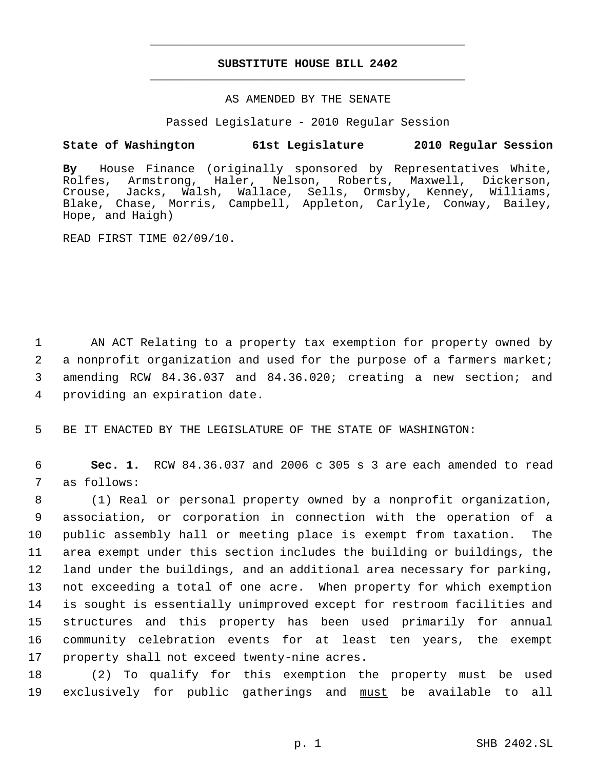# SUBSTITUTE HOUSE BILL 2402

AS AMENDED BY THE SENATE

Passed Legislature - 2010 Regular Session

**State of Washington 61st Legislature 2010 Regular Session**

**By** House Finance (originally sponsored by Representatives White, Rolfes, Armstrong, Haler, Nelson, Roberts, Maxwell, Dickerson, Crouse, Jacks, Walsh, Wallace, Sells, Ormsby, Kenney, Williams, Blake, Chase, Morris, Campbell, Appleton, Carlyle, Conway, Bailey, Hope, and Haigh)

READ FIRST TIME 02/09/10.

1 AN ACT Relating to a property tax exemption for property owned by
2 a nonprofit organization and used for the purpose of a farmers market;
3 amending RCW 84.36.037 and 84.36.020; creating a new section; and
4 providing an expiration date.

5 BE IT ENACTED BY THE LEGISLATURE OF THE STATE OF WASHINGTON:

6 **Sec. 1.** RCW 84.36.037 and 2006 c 305 s 3 are each amended to read
7 as follows:

8 (1) Real or personal property owned by a nonprofit organization,
9 association, or corporation in connection with the operation of a
10 public assembly hall or meeting place is exempt from taxation. The
11 area exempt under this section includes the building or buildings, the
12 land under the buildings, and an additional area necessary for parking,
13 not exceeding a total of one acre. When property for which exemption
14 is sought is essentially unimproved except for restroom facilities and
15 structures and this property has been used primarily for annual
16 community celebration events for at least ten years, the exempt
17 property shall not exceed twenty-nine acres.

18 (2) To qualify for this exemption the property must be used
19 exclusively for public gatherings and must be available to all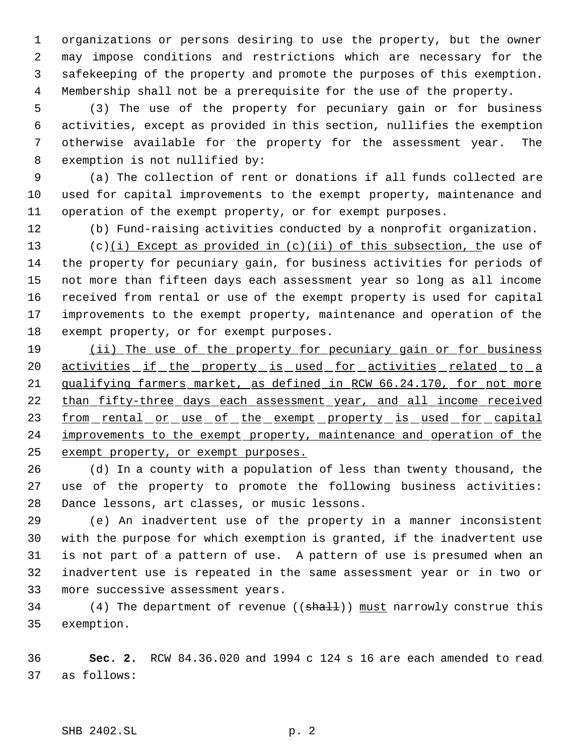organizations or persons desiring to use the property, but the owner may impose conditions and restrictions which are necessary for the safekeeping of the property and promote the purposes of this exemption. Membership shall not be a prerequisite for the use of the property.

(3) The use of the property for pecuniary gain or for business activities, except as provided in this section, nullifies the exemption otherwise available for the property for the assessment year. The exemption is not nullified by:

(a) The collection of rent or donations if all funds collected are used for capital improvements to the exempt property, maintenance and operation of the exempt property, or for exempt purposes.

(b) Fund-raising activities conducted by a nonprofit organization.

(c)<u>(i) Except as provided in (c)(ii) of this subsection, t</u>he use of the property for pecuniary gain, for business activities for periods of not more than fifteen days each assessment year so long as all income received from rental or use of the exempt property is used for capital improvements to the exempt property, maintenance and operation of the exempt property, or for exempt purposes.

<u>(ii) The use of the property for pecuniary gain or for business activities if the property is used for activities related to a qualifying farmers market, as defined in RCW 66.24.170, for not more than fifty-three days each assessment year, and all income received from rental or use of the exempt property is used for capital improvements to the exempt property, maintenance and operation of the exempt property, or exempt purposes.</u>

(d) In a county with a population of less than twenty thousand, the use of the property to promote the following business activities: Dance lessons, art classes, or music lessons.

(e) An inadvertent use of the property in a manner inconsistent with the purpose for which exemption is granted, if the inadvertent use is not part of a pattern of use. A pattern of use is presumed when an inadvertent use is repeated in the same assessment year or in two or more successive assessment years.

(4) The department of revenue ((~~shall~~)) <u>must</u> narrowly construe this exemption.

**Sec. 2.** RCW 84.36.020 and 1994 c 124 s 16 are each amended to read as follows: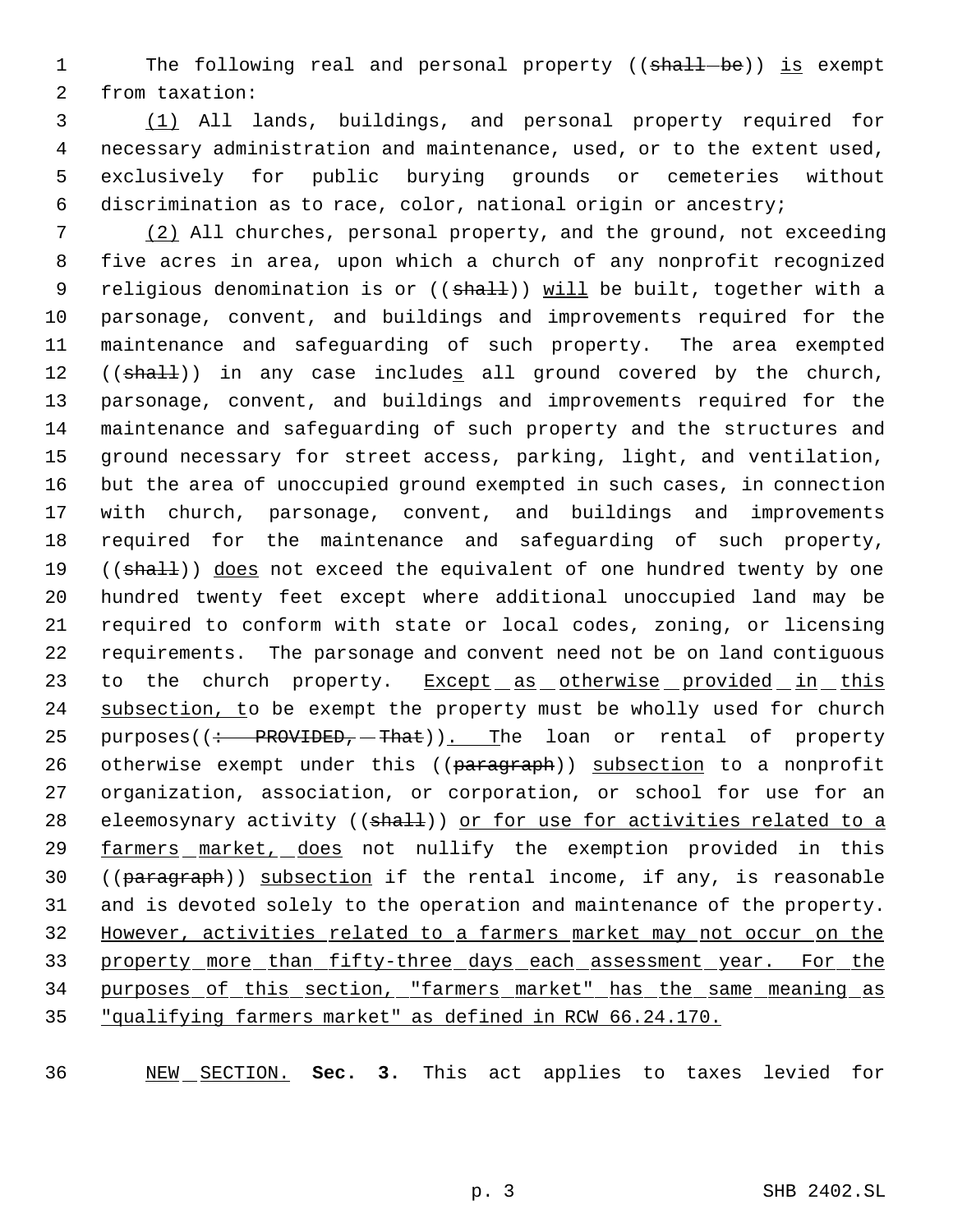The following real and personal property ((~~shall be~~)) is exempt from taxation:

(1) All lands, buildings, and personal property required for necessary administration and maintenance, used, or to the extent used, exclusively for public burying grounds or cemeteries without discrimination as to race, color, national origin or ancestry;

(2) All churches, personal property, and the ground, not exceeding five acres in area, upon which a church of any nonprofit recognized religious denomination is or ((~~shall~~)) will be built, together with a parsonage, convent, and buildings and improvements required for the maintenance and safeguarding of such property. The area exempted ((~~shall~~)) in any case includes all ground covered by the church, parsonage, convent, and buildings and improvements required for the maintenance and safeguarding of such property and the structures and ground necessary for street access, parking, light, and ventilation, but the area of unoccupied ground exempted in such cases, in connection with church, parsonage, convent, and buildings and improvements required for the maintenance and safeguarding of such property, ((~~shall~~)) does not exceed the equivalent of one hundred twenty by one hundred twenty feet except where additional unoccupied land may be required to conform with state or local codes, zoning, or licensing requirements. The parsonage and convent need not be on land contiguous to the church property. Except as otherwise provided in this subsection, to be exempt the property must be wholly used for church purposes((~~: PROVIDED, That~~)). The loan or rental of property otherwise exempt under this ((~~paragraph~~)) subsection to a nonprofit organization, association, or corporation, or school for use for an eleemosynary activity ((~~shall~~)) or for use for activities related to a farmers market, does not nullify the exemption provided in this ((~~paragraph~~)) subsection if the rental income, if any, is reasonable and is devoted solely to the operation and maintenance of the property. However, activities related to a farmers market may not occur on the property more than fifty-three days each assessment year. For the purposes of this section, "farmers market" has the same meaning as "qualifying farmers market" as defined in RCW 66.24.170.

NEW SECTION. **Sec. 3.** This act applies to taxes levied for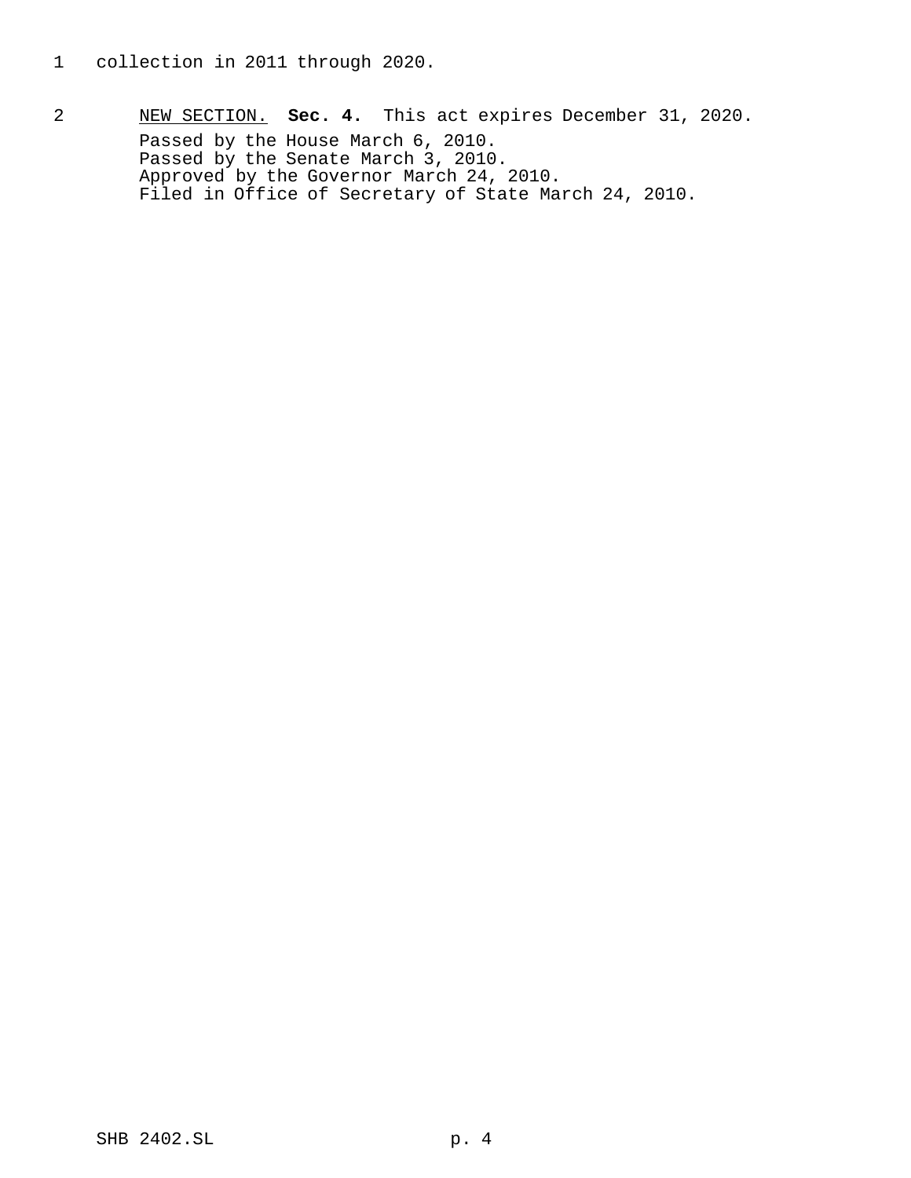collection in 2011 through 2020.

NEW SECTION. **Sec. 4.** This act expires December 31, 2020.

Passed by the House March 6, 2010.
Passed by the Senate March 3, 2010.
Approved by the Governor March 24, 2010.
Filed in Office of Secretary of State March 24, 2010.